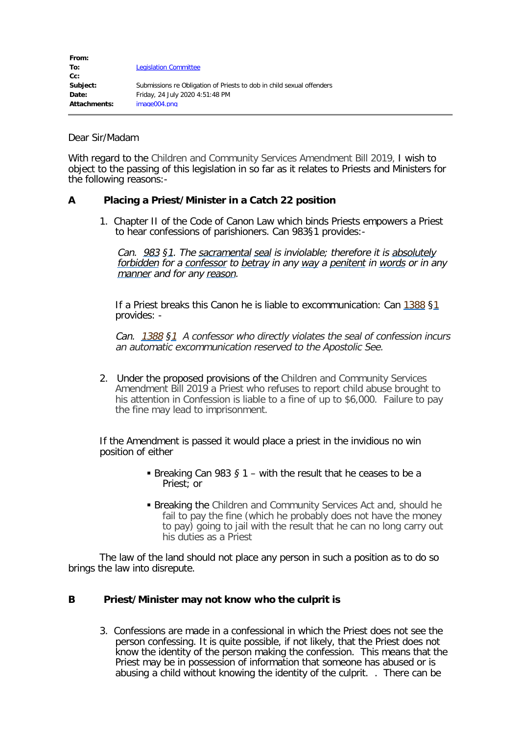| | |
|---|---|
| **From:** | |
| **To:** | Legislation Committee |
| **Cc:** | |
| **Subject:** | Submissions re Obligation of Priests to dob in child sexual offenders |
| **Date:** | Friday, 24 July 2020 4:51:48 PM |
| **Attachments:** | image004.png |

Dear Sir/Madam

With regard to the Children and Community Services Amendment Bill 2019, I wish to object to the passing of this legislation in so far as it relates to Priests and Ministers for the following reasons:-

## A Placing a Priest/Minister in a Catch 22 position

1. Chapter II of the Code of Canon Law which binds Priests empowers a Priest to hear confessions of parishioners. Can 983§1 provides:-

   *Can. 983 §1. The sacramental seal is inviolable; therefore it is absolutely forbidden for a confessor to betray in any way a penitent in words or in any manner and for any reason.*

   If a Priest breaks this Canon he is liable to excommunication: Can 1388 §1 provides: -

   *Can. 1388 §1 A confessor who directly violates the seal of confession incurs an automatic excommunication reserved to the Apostolic See.*

2. Under the proposed provisions of the Children and Community Services Amendment Bill 2019 a Priest who refuses to report child abuse brought to his attention in Confession is liable to a fine of up to $6,000. Failure to pay the fine may lead to imprisonment.

If the Amendment is passed it would place a priest in the invidious no win position of either

- Breaking Can 983 § 1 – with the result that he ceases to be a Priest; or
- Breaking the Children and Community Services Act and, should he fail to pay the fine (which he probably does not have the money to pay) going to jail with the result that he can no long carry out his duties as a Priest

The law of the land should not place any person in such a position as to do so brings the law into disrepute.

## B Priest/Minister may not know who the culprit is

3. Confessions are made in a confessional in which the Priest does not see the person confessing. It is quite possible, if not likely, that the Priest does not know the identity of the person making the confession. This means that the Priest may be in possession of information that someone has abused or is abusing a child without knowing the identity of the culprit. . There can be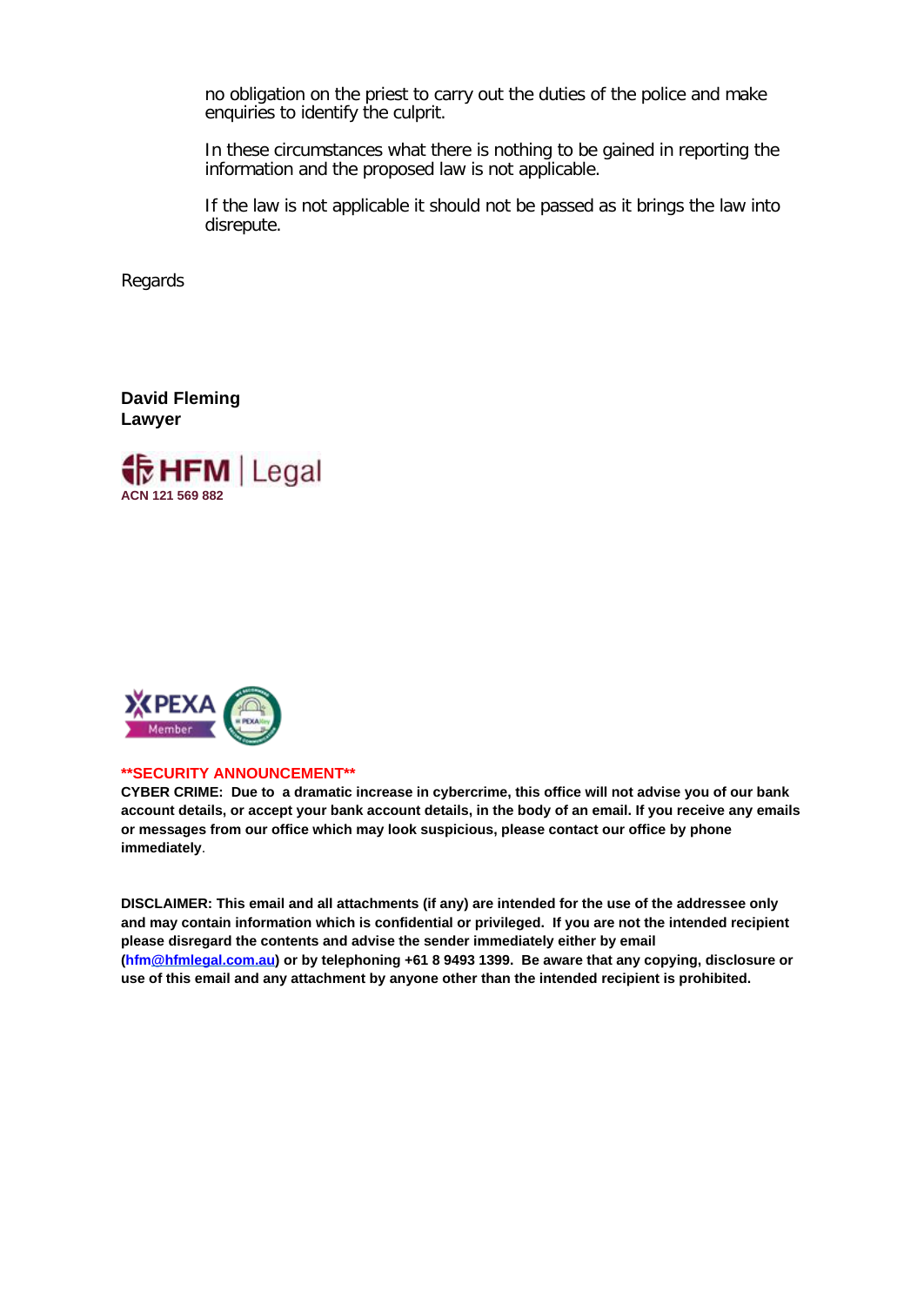no obligation on the priest to carry out the duties of the police and make enquiries to identify the culprit.

In these circumstances what there is nothing to be gained in reporting the information and the proposed law is not applicable.

If the law is not applicable it should not be passed as it brings the law into disrepute.

Regards

**David Fleming**
**Lawyer**

HFM | Legal
ACN 121 569 882

PEXA Member

****SECURITY ANNOUNCEMENT****

**CYBER CRIME: Due to a dramatic increase in cybercrime, this office will not advise you of our bank account details, or accept your bank account details, in the body of an email. If you receive any emails or messages from our office which may look suspicious, please contact our office by phone immediately**.

**DISCLAIMER: This email and all attachments (if any) are intended for the use of the addressee only and may contain information which is confidential or privileged. If you are not the intended recipient please disregard the contents and advise the sender immediately either by email (hfm@hfmlegal.com.au) or by telephoning +61 8 9493 1399. Be aware that any copying, disclosure or use of this email and any attachment by anyone other than the intended recipient is prohibited.**